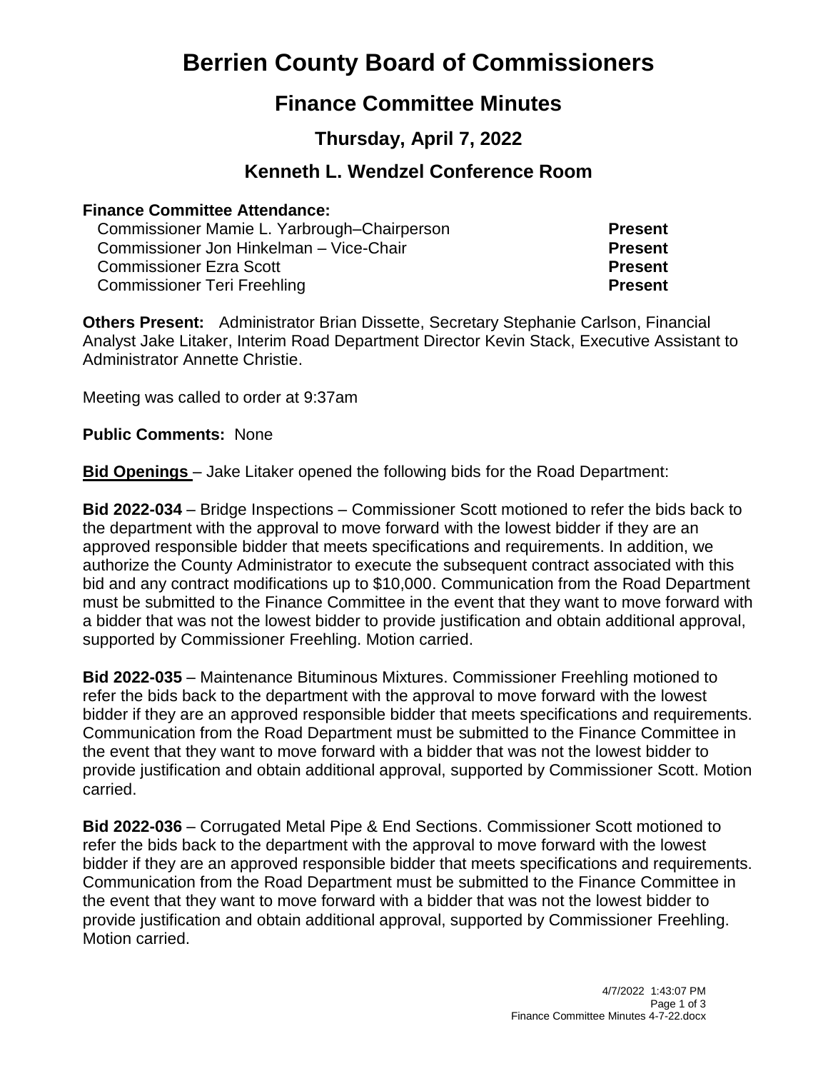# Berrien County Board of Commissioners

## Finance Committee Minutes

### Thursday, April 7, 2022

### Kenneth L. Wendzel Conference Room

**Finance Committee Attendance:**

| | |
|---|---|
| Commissioner Mamie L. Yarbrough–Chairperson | **Present** |
| Commissioner Jon Hinkelman – Vice-Chair | **Present** |
| Commissioner Ezra Scott | **Present** |
| Commissioner Teri Freehling | **Present** |

**Others Present:** Administrator Brian Dissette, Secretary Stephanie Carlson, Financial Analyst Jake Litaker, Interim Road Department Director Kevin Stack, Executive Assistant to Administrator Annette Christie.

Meeting was called to order at 9:37am

**Public Comments:** None

**Bid Openings** – Jake Litaker opened the following bids for the Road Department:

**Bid 2022-034** – Bridge Inspections – Commissioner Scott motioned to refer the bids back to the department with the approval to move forward with the lowest bidder if they are an approved responsible bidder that meets specifications and requirements. In addition, we authorize the County Administrator to execute the subsequent contract associated with this bid and any contract modifications up to $10,000. Communication from the Road Department must be submitted to the Finance Committee in the event that they want to move forward with a bidder that was not the lowest bidder to provide justification and obtain additional approval, supported by Commissioner Freehling. Motion carried.

**Bid 2022-035** – Maintenance Bituminous Mixtures. Commissioner Freehling motioned to refer the bids back to the department with the approval to move forward with the lowest bidder if they are an approved responsible bidder that meets specifications and requirements. Communication from the Road Department must be submitted to the Finance Committee in the event that they want to move forward with a bidder that was not the lowest bidder to provide justification and obtain additional approval, supported by Commissioner Scott. Motion carried.

**Bid 2022-036** – Corrugated Metal Pipe & End Sections. Commissioner Scott motioned to refer the bids back to the department with the approval to move forward with the lowest bidder if they are an approved responsible bidder that meets specifications and requirements. Communication from the Road Department must be submitted to the Finance Committee in the event that they want to move forward with a bidder that was not the lowest bidder to provide justification and obtain additional approval, supported by Commissioner Freehling. Motion carried.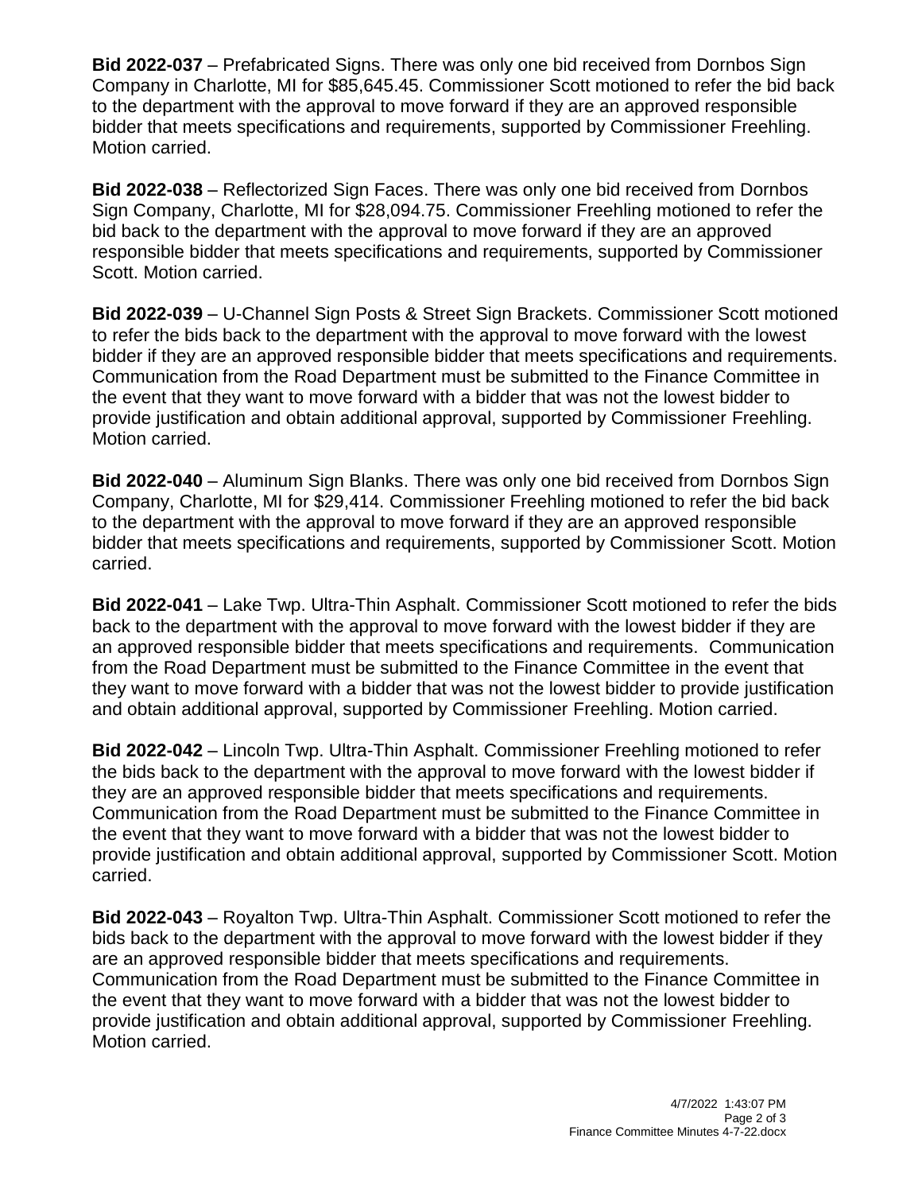**Bid 2022-037** – Prefabricated Signs. There was only one bid received from Dornbos Sign Company in Charlotte, MI for $85,645.45. Commissioner Scott motioned to refer the bid back to the department with the approval to move forward if they are an approved responsible bidder that meets specifications and requirements, supported by Commissioner Freehling. Motion carried.

**Bid 2022-038** – Reflectorized Sign Faces. There was only one bid received from Dornbos Sign Company, Charlotte, MI for $28,094.75. Commissioner Freehling motioned to refer the bid back to the department with the approval to move forward if they are an approved responsible bidder that meets specifications and requirements, supported by Commissioner Scott. Motion carried.

**Bid 2022-039** – U-Channel Sign Posts & Street Sign Brackets. Commissioner Scott motioned to refer the bids back to the department with the approval to move forward with the lowest bidder if they are an approved responsible bidder that meets specifications and requirements. Communication from the Road Department must be submitted to the Finance Committee in the event that they want to move forward with a bidder that was not the lowest bidder to provide justification and obtain additional approval, supported by Commissioner Freehling. Motion carried.

**Bid 2022-040** – Aluminum Sign Blanks. There was only one bid received from Dornbos Sign Company, Charlotte, MI for $29,414. Commissioner Freehling motioned to refer the bid back to the department with the approval to move forward if they are an approved responsible bidder that meets specifications and requirements, supported by Commissioner Scott. Motion carried.

**Bid 2022-041** – Lake Twp. Ultra-Thin Asphalt. Commissioner Scott motioned to refer the bids back to the department with the approval to move forward with the lowest bidder if they are an approved responsible bidder that meets specifications and requirements. Communication from the Road Department must be submitted to the Finance Committee in the event that they want to move forward with a bidder that was not the lowest bidder to provide justification and obtain additional approval, supported by Commissioner Freehling. Motion carried.

**Bid 2022-042** – Lincoln Twp. Ultra-Thin Asphalt. Commissioner Freehling motioned to refer the bids back to the department with the approval to move forward with the lowest bidder if they are an approved responsible bidder that meets specifications and requirements. Communication from the Road Department must be submitted to the Finance Committee in the event that they want to move forward with a bidder that was not the lowest bidder to provide justification and obtain additional approval, supported by Commissioner Scott. Motion carried.

**Bid 2022-043** – Royalton Twp. Ultra-Thin Asphalt. Commissioner Scott motioned to refer the bids back to the department with the approval to move forward with the lowest bidder if they are an approved responsible bidder that meets specifications and requirements. Communication from the Road Department must be submitted to the Finance Committee in the event that they want to move forward with a bidder that was not the lowest bidder to provide justification and obtain additional approval, supported by Commissioner Freehling. Motion carried.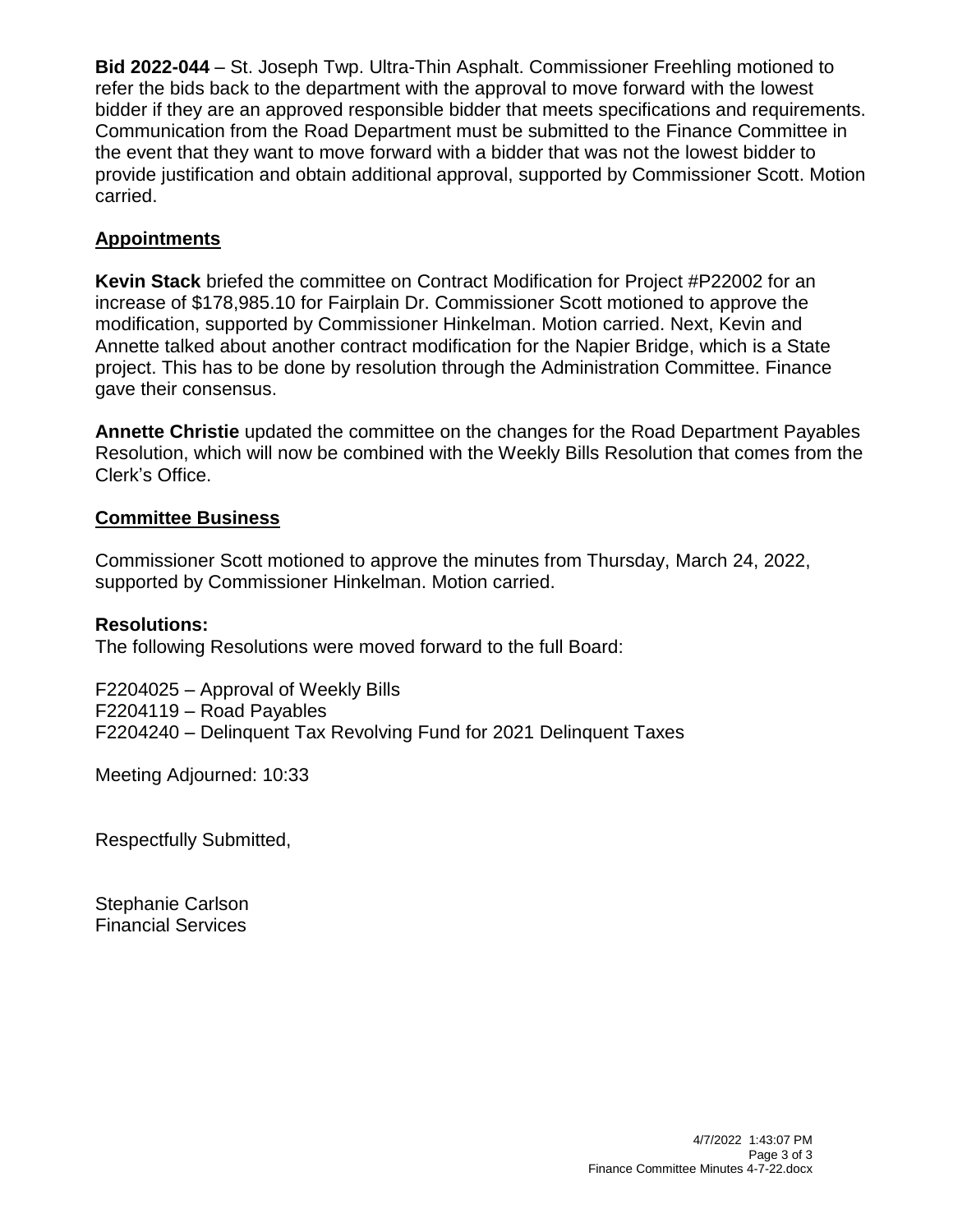**Bid 2022-044** – St. Joseph Twp. Ultra-Thin Asphalt. Commissioner Freehling motioned to refer the bids back to the department with the approval to move forward with the lowest bidder if they are an approved responsible bidder that meets specifications and requirements. Communication from the Road Department must be submitted to the Finance Committee in the event that they want to move forward with a bidder that was not the lowest bidder to provide justification and obtain additional approval, supported by Commissioner Scott. Motion carried.

## Appointments

**Kevin Stack** briefed the committee on Contract Modification for Project #P22002 for an increase of $178,985.10 for Fairplain Dr. Commissioner Scott motioned to approve the modification, supported by Commissioner Hinkelman. Motion carried. Next, Kevin and Annette talked about another contract modification for the Napier Bridge, which is a State project. This has to be done by resolution through the Administration Committee. Finance gave their consensus.

**Annette Christie** updated the committee on the changes for the Road Department Payables Resolution, which will now be combined with the Weekly Bills Resolution that comes from the Clerk's Office.

## Committee Business

Commissioner Scott motioned to approve the minutes from Thursday, March 24, 2022, supported by Commissioner Hinkelman. Motion carried.

**Resolutions:**

The following Resolutions were moved forward to the full Board:

F2204025 – Approval of Weekly Bills
F2204119 – Road Payables
F2204240 – Delinquent Tax Revolving Fund for 2021 Delinquent Taxes

Meeting Adjourned: 10:33

Respectfully Submitted,

Stephanie Carlson
Financial Services